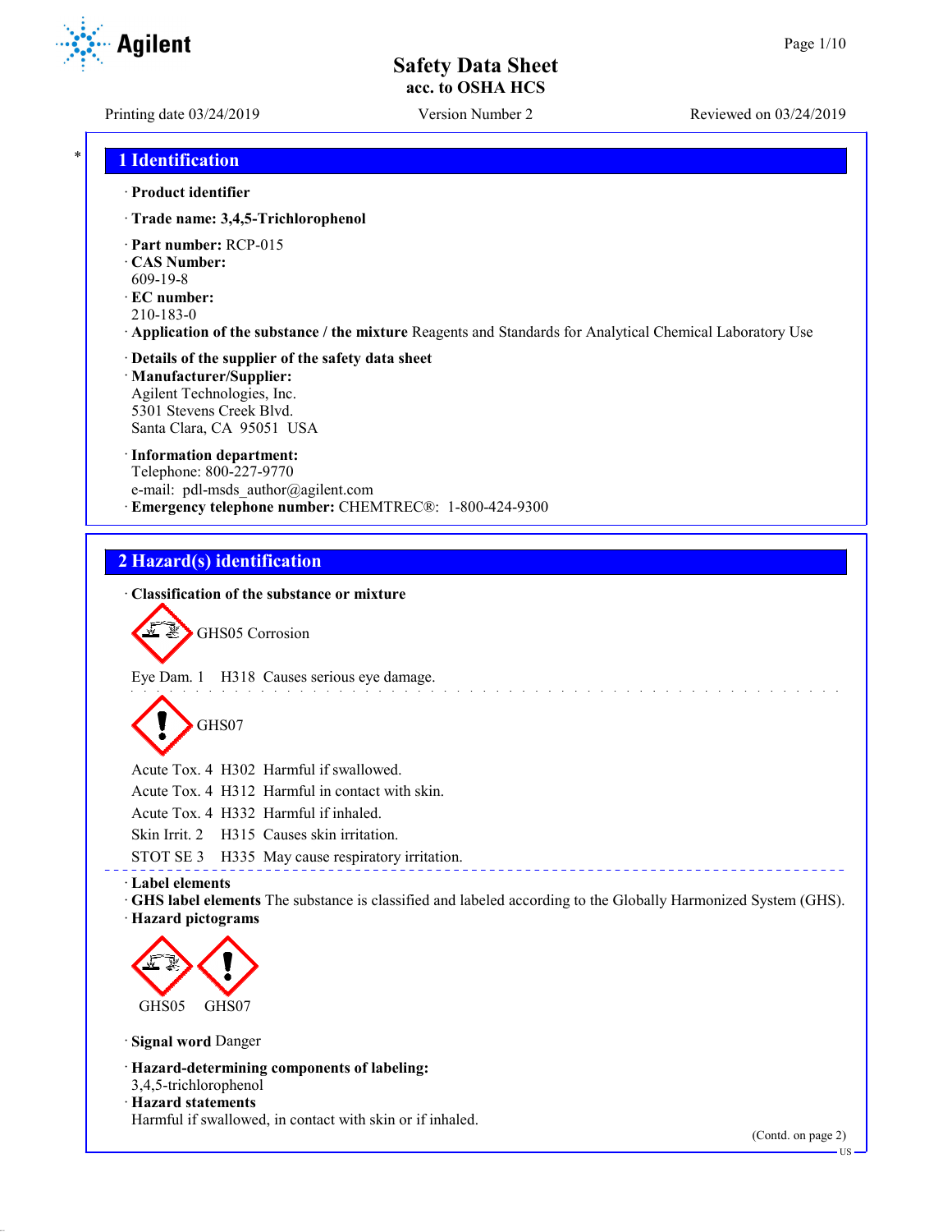**Safety Data Sheet**
**acc. to OSHA HCS**

Printing date 03/24/2019 Version Number 2 Reviewed on 03/24/2019

## 1 Identification

· **Product identifier**

· **Trade name: 3,4,5-Trichlorophenol**

· **Part number:** RCP-015
· **CAS Number:**
609-19-8
· **EC number:**
210-183-0
· **Application of the substance / the mixture** Reagents and Standards for Analytical Chemical Laboratory Use

· **Details of the supplier of the safety data sheet**
· **Manufacturer/Supplier:**
Agilent Technologies, Inc.
5301 Stevens Creek Blvd.
Santa Clara, CA 95051 USA

· **Information department:**
Telephone: 800-227-9770
e-mail: pdl-msds_author@agilent.com
· **Emergency telephone number:** CHEMTREC®: 1-800-424-9300

## 2 Hazard(s) identification

· **Classification of the substance or mixture**

GHS05 Corrosion

Eye Dam. 1 H318 Causes serious eye damage.

GHS07

Acute Tox. 4 H302 Harmful if swallowed.
Acute Tox. 4 H312 Harmful in contact with skin.
Acute Tox. 4 H332 Harmful if inhaled.
Skin Irrit. 2 H315 Causes skin irritation.
STOT SE 3 H335 May cause respiratory irritation.

· **Label elements**
· **GHS label elements** The substance is classified and labeled according to the Globally Harmonized System (GHS).
· **Hazard pictograms**

GHS05 GHS07

· **Signal word** Danger

· **Hazard-determining components of labeling:**
3,4,5-trichlorophenol
· **Hazard statements**
Harmful if swallowed, in contact with skin or if inhaled.

(Contd. on page 2)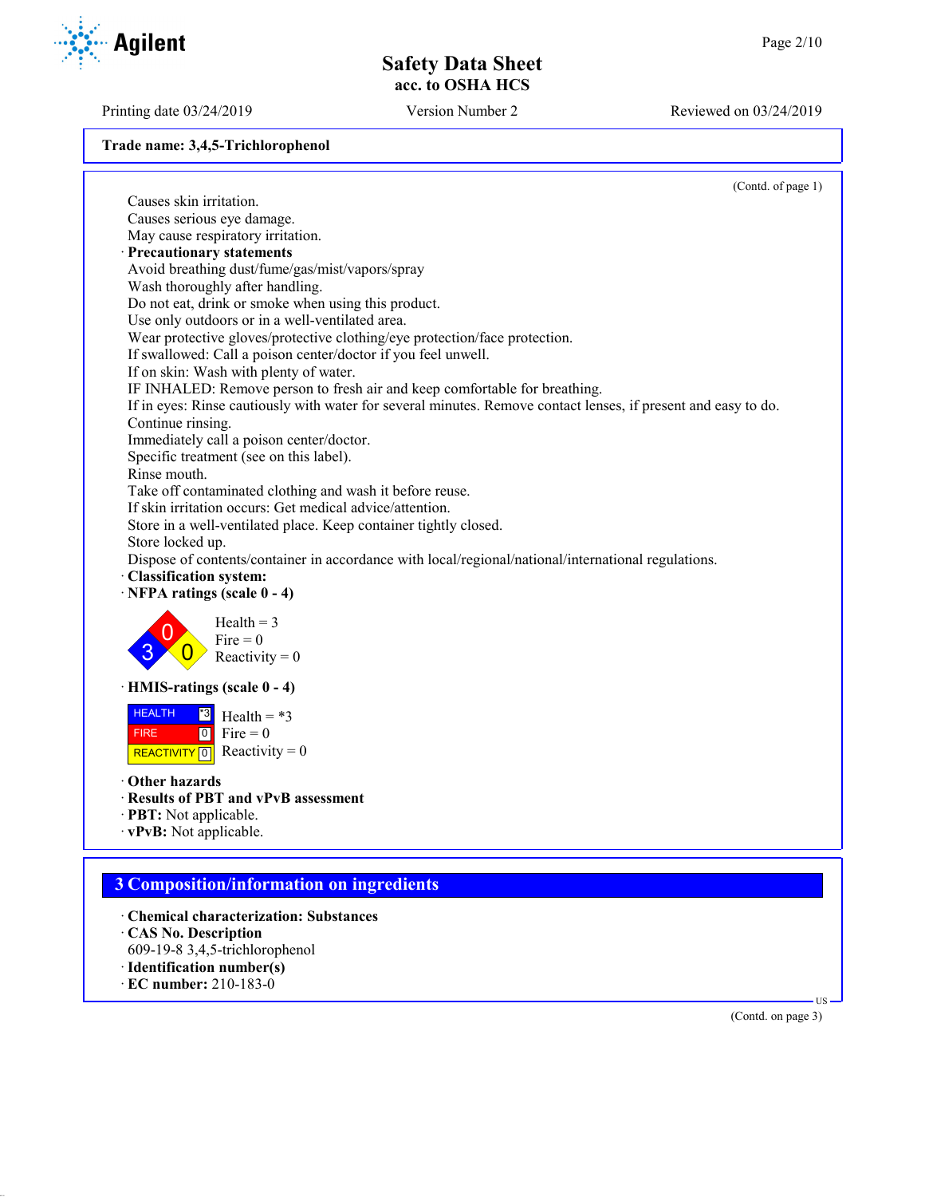Trade name: 3,4,5-Trichlorophenol

(Contd. of page 1)

Causes skin irritation.
Causes serious eye damage.
May cause respiratory irritation.

· **Precautionary statements**
Avoid breathing dust/fume/gas/mist/vapors/spray
Wash thoroughly after handling.
Do not eat, drink or smoke when using this product.
Use only outdoors or in a well-ventilated area.
Wear protective gloves/protective clothing/eye protection/face protection.
If swallowed: Call a poison center/doctor if you feel unwell.
If on skin: Wash with plenty of water.
IF INHALED: Remove person to fresh air and keep comfortable for breathing.
If in eyes: Rinse cautiously with water for several minutes. Remove contact lenses, if present and easy to do. Continue rinsing.
Immediately call a poison center/doctor.
Specific treatment (see on this label).
Rinse mouth.
Take off contaminated clothing and wash it before reuse.
If skin irritation occurs: Get medical advice/attention.
Store in a well-ventilated place. Keep container tightly closed.
Store locked up.
Dispose of contents/container in accordance with local/regional/national/international regulations.

· **Classification system:**
· **NFPA ratings (scale 0 - 4)**

Health = 3
Fire = 0
Reactivity = 0

· **HMIS-ratings (scale 0 - 4)**

| HEALTH | *3 |
|---|---|
| FIRE | 0 |
| REACTIVITY | 0 |

Health = *3
Fire = 0
Reactivity = 0

· **Other hazards**
· **Results of PBT and vPvB assessment**
· **PBT:** Not applicable.
· **vPvB:** Not applicable.

## 3 Composition/information on ingredients

· **Chemical characterization: Substances**
· **CAS No. Description**
609-19-8 3,4,5-trichlorophenol
· **Identification number(s)**
· **EC number:** 210-183-0

(Contd. on page 3)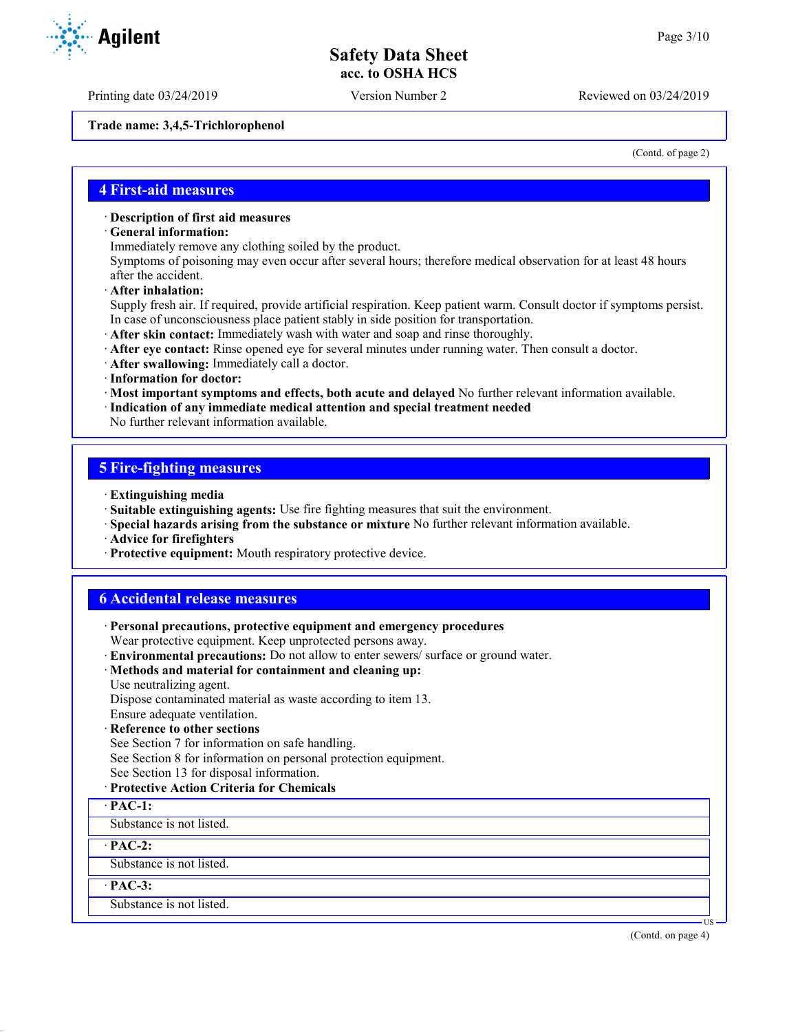Trade name: 3,4,5-Trichlorophenol

(Contd. of page 2)

## 4 First-aid measures

· **Description of first aid measures**
· **General information:**
Immediately remove any clothing soiled by the product.
Symptoms of poisoning may even occur after several hours; therefore medical observation for at least 48 hours after the accident.
· **After inhalation:**
Supply fresh air. If required, provide artificial respiration. Keep patient warm. Consult doctor if symptoms persist.
In case of unconsciousness place patient stably in side position for transportation.
· **After skin contact:** Immediately wash with water and soap and rinse thoroughly.
· **After eye contact:** Rinse opened eye for several minutes under running water. Then consult a doctor.
· **After swallowing:** Immediately call a doctor.
· **Information for doctor:**
· **Most important symptoms and effects, both acute and delayed** No further relevant information available.
· **Indication of any immediate medical attention and special treatment needed**
No further relevant information available.

## 5 Fire-fighting measures

· **Extinguishing media**
· **Suitable extinguishing agents:** Use fire fighting measures that suit the environment.
· **Special hazards arising from the substance or mixture** No further relevant information available.
· **Advice for firefighters**
· **Protective equipment:** Mouth respiratory protective device.

## 6 Accidental release measures

· **Personal precautions, protective equipment and emergency procedures**
Wear protective equipment. Keep unprotected persons away.
· **Environmental precautions:** Do not allow to enter sewers/ surface or ground water.
· **Methods and material for containment and cleaning up:**
Use neutralizing agent.
Dispose contaminated material as waste according to item 13.
Ensure adequate ventilation.
· **Reference to other sections**
See Section 7 for information on safe handling.
See Section 8 for information on personal protection equipment.
See Section 13 for disposal information.
· **Protective Action Criteria for Chemicals**

· **PAC-1:**
Substance is not listed.

· **PAC-2:**
Substance is not listed.

· **PAC-3:**
Substance is not listed.

(Contd. on page 4)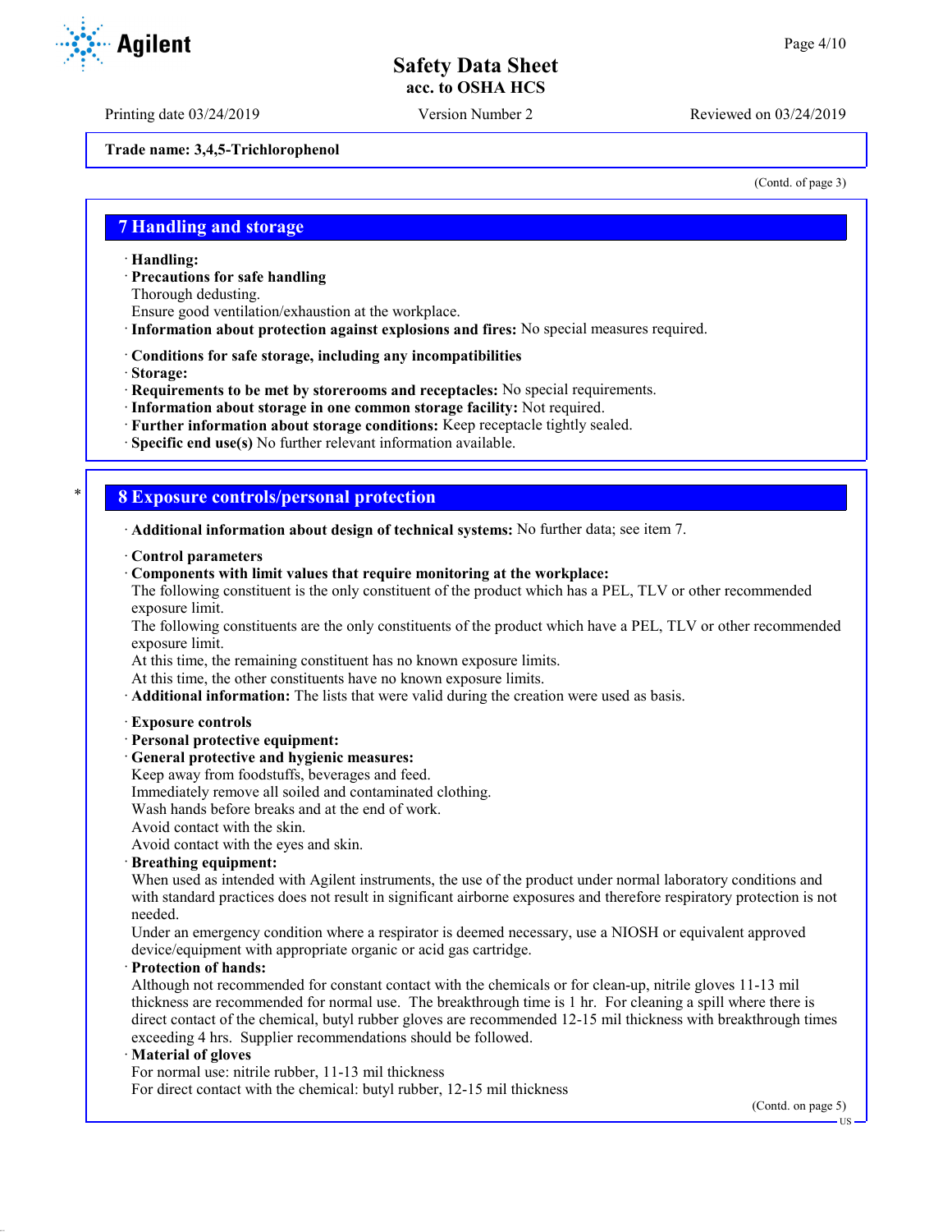Trade name: 3,4,5-Trichlorophenol

(Contd. of page 3)

## 7 Handling and storage

· **Handling:**
· **Precautions for safe handling**
Thorough dedusting.
Ensure good ventilation/exhaustion at the workplace.
· **Information about protection against explosions and fires:** No special measures required.

· **Conditions for safe storage, including any incompatibilities**
· **Storage:**
· **Requirements to be met by storerooms and receptacles:** No special requirements.
· **Information about storage in one common storage facility:** Not required.
· **Further information about storage conditions:** Keep receptacle tightly sealed.
· **Specific end use(s)** No further relevant information available.

## 8 Exposure controls/personal protection

· **Additional information about design of technical systems:** No further data; see item 7.

· **Control parameters**
· **Components with limit values that require monitoring at the workplace:**
The following constituent is the only constituent of the product which has a PEL, TLV or other recommended exposure limit.
The following constituents are the only constituents of the product which have a PEL, TLV or other recommended exposure limit.
At this time, the remaining constituent has no known exposure limits.
At this time, the other constituents have no known exposure limits.
· **Additional information:** The lists that were valid during the creation were used as basis.

· **Exposure controls**
· **Personal protective equipment:**
· **General protective and hygienic measures:**
Keep away from foodstuffs, beverages and feed.
Immediately remove all soiled and contaminated clothing.
Wash hands before breaks and at the end of work.
Avoid contact with the skin.
Avoid contact with the eyes and skin.
· **Breathing equipment:**
When used as intended with Agilent instruments, the use of the product under normal laboratory conditions and with standard practices does not result in significant airborne exposures and therefore respiratory protection is not needed.
Under an emergency condition where a respirator is deemed necessary, use a NIOSH or equivalent approved device/equipment with appropriate organic or acid gas cartridge.
· **Protection of hands:**
Although not recommended for constant contact with the chemicals or for clean-up, nitrile gloves 11-13 mil thickness are recommended for normal use. The breakthrough time is 1 hr. For cleaning a spill where there is direct contact of the chemical, butyl rubber gloves are recommended 12-15 mil thickness with breakthrough times exceeding 4 hrs. Supplier recommendations should be followed.
· **Material of gloves**
For normal use: nitrile rubber, 11-13 mil thickness
For direct contact with the chemical: butyl rubber, 12-15 mil thickness

(Contd. on page 5)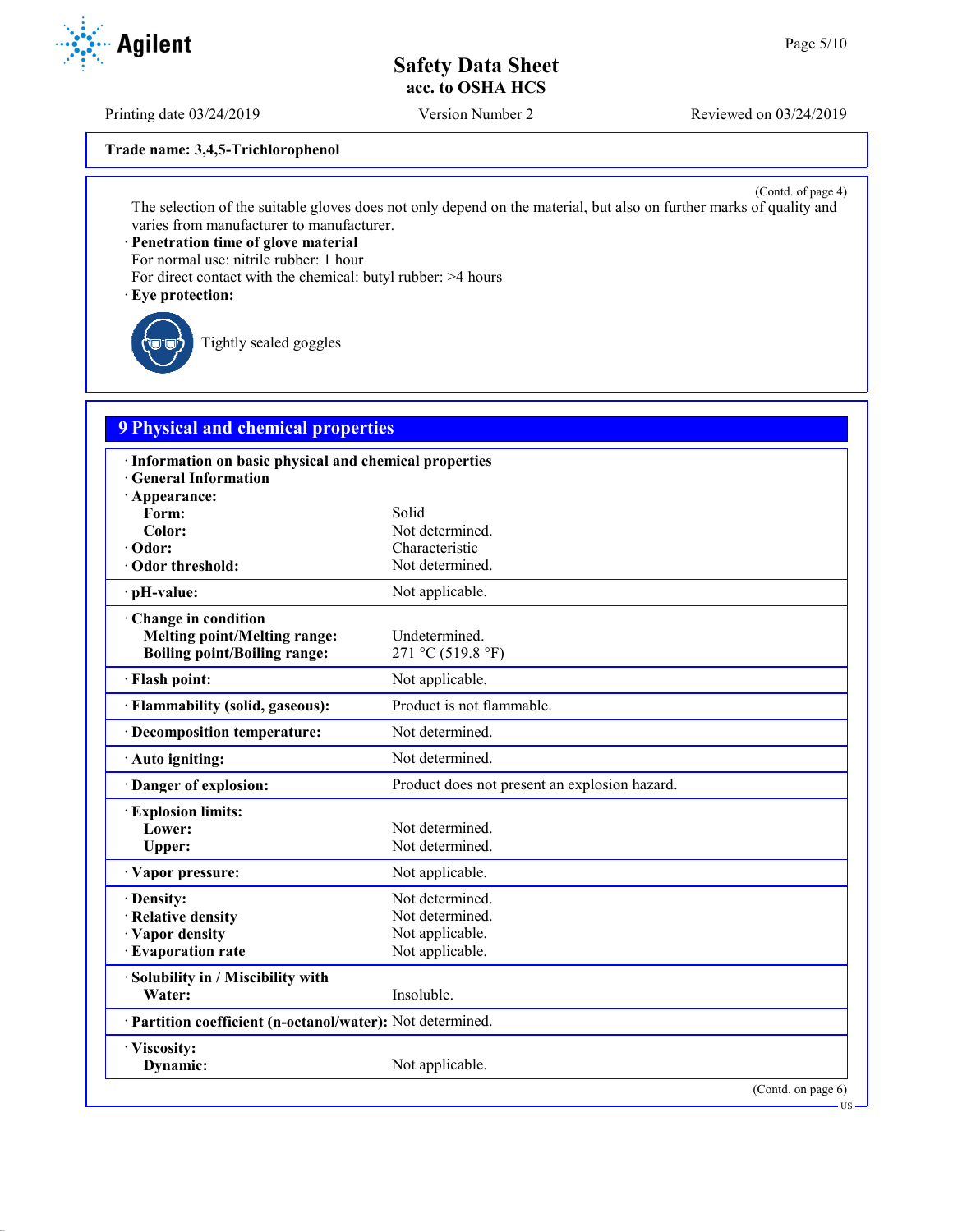Trade name: 3,4,5-Trichlorophenol

(Contd. of page 4)

The selection of the suitable gloves does not only depend on the material, but also on further marks of quality and varies from manufacturer to manufacturer.

· **Penetration time of glove material**
For normal use: nitrile rubber: 1 hour
For direct contact with the chemical: butyl rubber: >4 hours

· **Eye protection:**

Tightly sealed goggles

## 9 Physical and chemical properties

| | |
|---|---|
| · **Information on basic physical and chemical properties** | |
| · **General Information** | |
| · **Appearance:** | |
| **Form:** | Solid |
| **Color:** | Not determined. |
| · **Odor:** | Characteristic |
| · **Odor threshold:** | Not determined. |
| · **pH-value:** | Not applicable. |
| · **Change in condition** | |
| **Melting point/Melting range:** | Undetermined. |
| **Boiling point/Boiling range:** | 271 °C (519.8 °F) |
| · **Flash point:** | Not applicable. |
| · **Flammability (solid, gaseous):** | Product is not flammable. |
| · **Decomposition temperature:** | Not determined. |
| · **Auto igniting:** | Not determined. |
| · **Danger of explosion:** | Product does not present an explosion hazard. |
| · **Explosion limits:** | |
| **Lower:** | Not determined. |
| **Upper:** | Not determined. |
| · **Vapor pressure:** | Not applicable. |
| · **Density:** | Not determined. |
| · **Relative density** | Not determined. |
| · **Vapor density** | Not applicable. |
| · **Evaporation rate** | Not applicable. |
| · **Solubility in / Miscibility with** | |
| **Water:** | Insoluble. |
| · **Partition coefficient (n-octanol/water):** | Not determined. |
| · **Viscosity:** | |
| **Dynamic:** | Not applicable. |

(Contd. on page 6)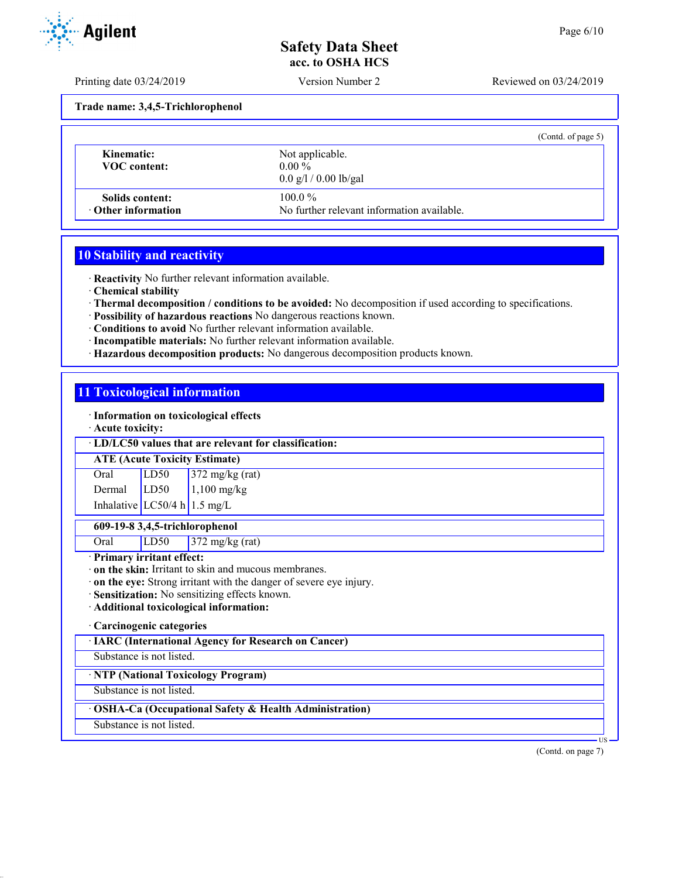Trade name: 3,4,5-Trichlorophenol

(Contd. of page 5)

| | |
|---|---|
| **Kinematic:** | Not applicable. |
| **VOC content:** | 0.00 %<br>0.0 g/l / 0.00 lb/gal |
| **Solids content:** | 100.0 % |
| · **Other information** | No further relevant information available. |

## 10 Stability and reactivity

· **Reactivity** No further relevant information available.
· **Chemical stability**
· **Thermal decomposition / conditions to be avoided:** No decomposition if used according to specifications.
· **Possibility of hazardous reactions** No dangerous reactions known.
· **Conditions to avoid** No further relevant information available.
· **Incompatible materials:** No further relevant information available.
· **Hazardous decomposition products:** No dangerous decomposition products known.

## 11 Toxicological information

· **Information on toxicological effects**
· **Acute toxicity:**

| · **LD/LC50 values that are relevant for classification:** | | |
|---|---|---|
| **ATE (Acute Toxicity Estimate)** | | |
| Oral | LD50 | 372 mg/kg (rat) |
| Dermal | LD50 | 1,100 mg/kg |
| Inhalative | LC50/4 h | 1.5 mg/L |
| **609-19-8 3,4,5-trichlorophenol** | | |
| Oral | LD50 | 372 mg/kg (rat) |

· **Primary irritant effect:**
· **on the skin:** Irritant to skin and mucous membranes.
· **on the eye:** Strong irritant with the danger of severe eye injury.
· **Sensitization:** No sensitizing effects known.
· **Additional toxicological information:**

· **Carcinogenic categories**

| · **IARC (International Agency for Research on Cancer)** |
|---|
| Substance is not listed. |

| · **NTP (National Toxicology Program)** |
|---|
| Substance is not listed. |

| · **OSHA-Ca (Occupational Safety & Health Administration)** |
|---|
| Substance is not listed. |

(Contd. on page 7)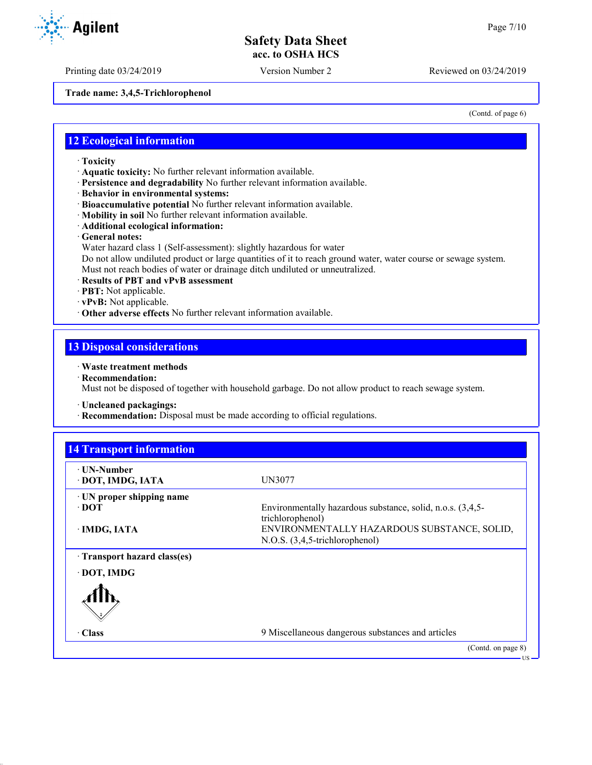Trade name: 3,4,5-Trichlorophenol

(Contd. of page 6)

## 12 Ecological information

· **Toxicity**
· **Aquatic toxicity:** No further relevant information available.
· **Persistence and degradability** No further relevant information available.
· **Behavior in environmental systems:**
· **Bioaccumulative potential** No further relevant information available.
· **Mobility in soil** No further relevant information available.
· **Additional ecological information:**
· **General notes:**
Water hazard class 1 (Self-assessment): slightly hazardous for water
Do not allow undiluted product or large quantities of it to reach ground water, water course or sewage system.
Must not reach bodies of water or drainage ditch undiluted or unneutralized.
· **Results of PBT and vPvB assessment**
· **PBT:** Not applicable.
· **vPvB:** Not applicable.
· **Other adverse effects** No further relevant information available.

## 13 Disposal considerations

· **Waste treatment methods**
· **Recommendation:**
Must not be disposed of together with household garbage. Do not allow product to reach sewage system.

· **Uncleaned packagings:**
· **Recommendation:** Disposal must be made according to official regulations.

## 14 Transport information

| | |
|---|---|
| · **UN-Number** | |
| · **DOT, IMDG, IATA** | UN3077 |
| · **UN proper shipping name** | |
| · **DOT** | Environmentally hazardous substance, solid, n.o.s. (3,4,5-trichlorophenol) |
| · **IMDG, IATA** | ENVIRONMENTALLY HAZARDOUS SUBSTANCE, SOLID, N.O.S. (3,4,5-trichlorophenol) |
| · **Transport hazard class(es)** | |
| · **DOT, IMDG** | |
| · **Class** | 9 Miscellaneous dangerous substances and articles |

(Contd. on page 8)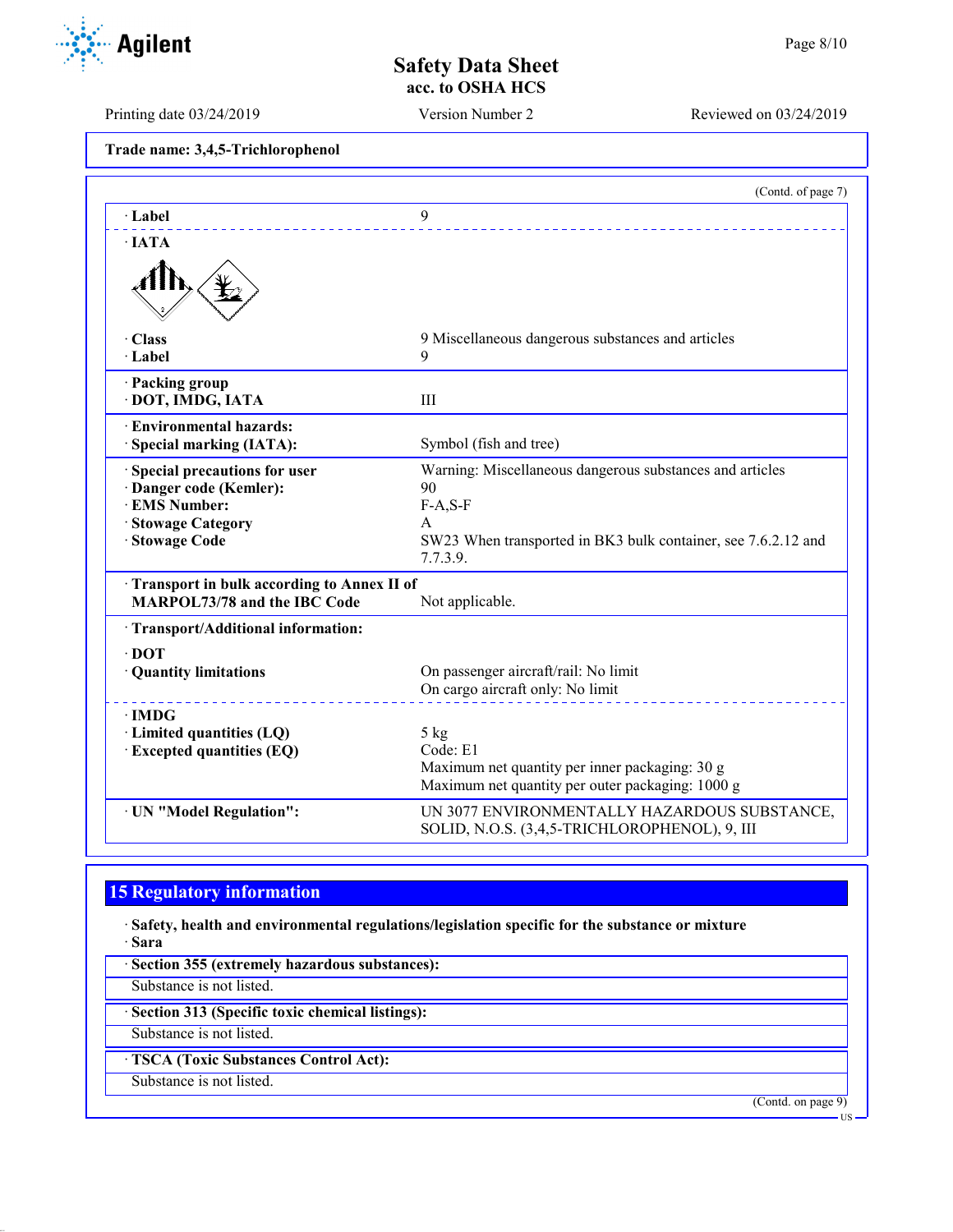Trade name: 3,4,5-Trichlorophenol

(Contd. of page 7)

| | |
|---|---|
| · Label | 9 |
| · IATA | |
| · Class | 9 Miscellaneous dangerous substances and articles |
| · Label | 9 |
| · Packing group<br>· DOT, IMDG, IATA | III |
| · Environmental hazards:<br>· Special marking (IATA): | Symbol (fish and tree) |
| · Special precautions for user | Warning: Miscellaneous dangerous substances and articles |
| · Danger code (Kemler): | 90 |
| · EMS Number: | F-A,S-F |
| · Stowage Category | A |
| · Stowage Code | SW23 When transported in BK3 bulk container, see 7.6.2.12 and 7.7.3.9. |
| · Transport in bulk according to Annex II of MARPOL73/78 and the IBC Code | Not applicable. |
| · Transport/Additional information: | |
| · DOT | |
| · Quantity limitations | On passenger aircraft/rail: No limit<br>On cargo aircraft only: No limit |
| · IMDG | |
| · Limited quantities (LQ) | 5 kg |
| · Excepted quantities (EQ) | Code: E1<br>Maximum net quantity per inner packaging: 30 g<br>Maximum net quantity per outer packaging: 1000 g |
| · UN "Model Regulation": | UN 3077 ENVIRONMENTALLY HAZARDOUS SUBSTANCE, SOLID, N.O.S. (3,4,5-TRICHLOROPHENOL), 9, III |

## 15 Regulatory information

· **Safety, health and environmental regulations/legislation specific for the substance or mixture**

· **Sara**

· **Section 355 (extremely hazardous substances):**

Substance is not listed.

· **Section 313 (Specific toxic chemical listings):**

Substance is not listed.

· **TSCA (Toxic Substances Control Act):**

Substance is not listed.

(Contd. on page 9)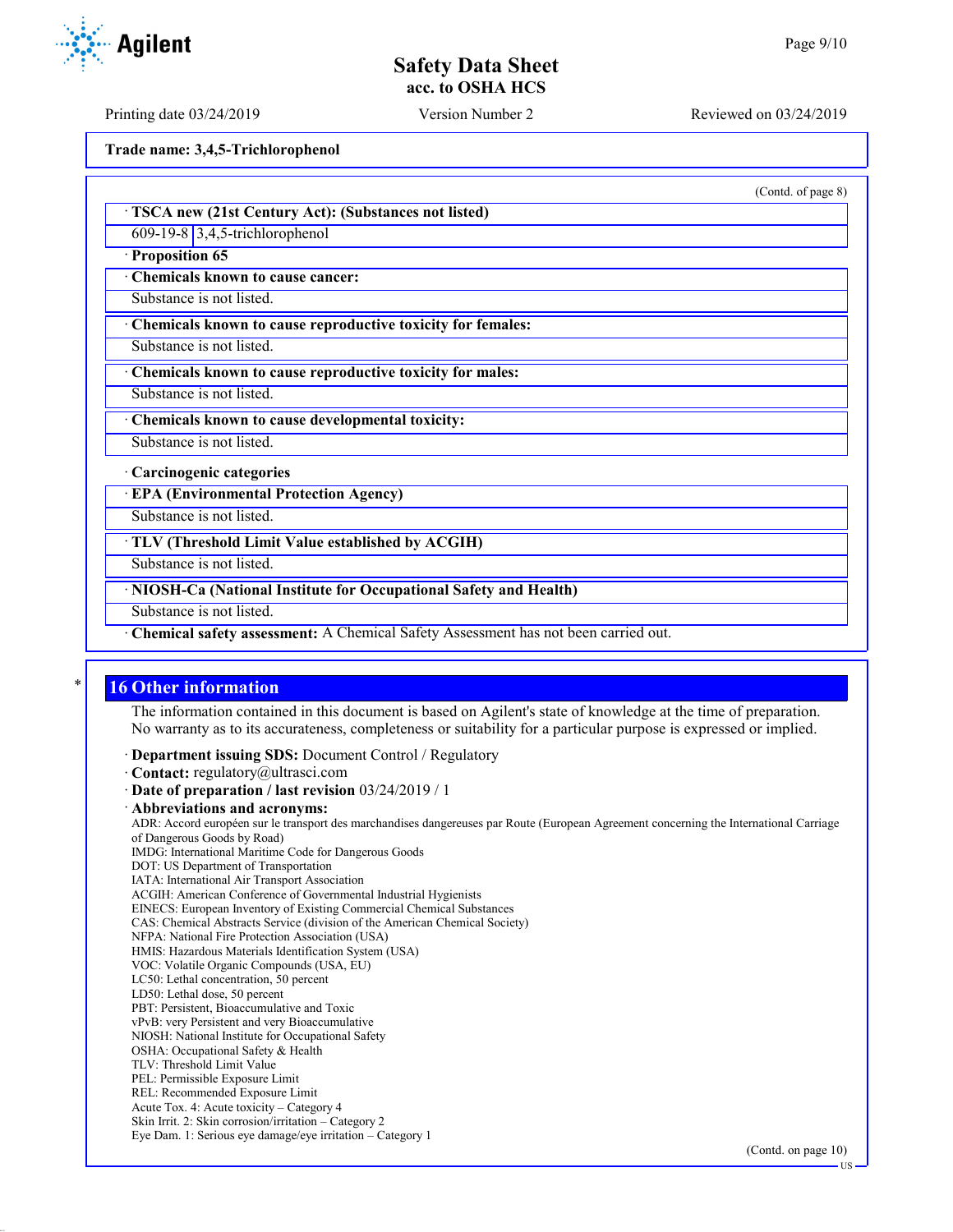(Contd. of page 8)

· **TSCA new (21st Century Act): (Substances not listed)**

| | |
|---|---|
| 609-19-8 | 3,4,5-trichlorophenol |

· **Proposition 65**

· **Chemicals known to cause cancer:**

Substance is not listed.

· **Chemicals known to cause reproductive toxicity for females:**

Substance is not listed.

· **Chemicals known to cause reproductive toxicity for males:**

Substance is not listed.

· **Chemicals known to cause developmental toxicity:**

Substance is not listed.

· **Carcinogenic categories**

· **EPA (Environmental Protection Agency)**

Substance is not listed.

· **TLV (Threshold Limit Value established by ACGIH)**

Substance is not listed.

· **NIOSH-Ca (National Institute for Occupational Safety and Health)**

Substance is not listed.

· **Chemical safety assessment:** A Chemical Safety Assessment has not been carried out.

## 16 Other information

The information contained in this document is based on Agilent's state of knowledge at the time of preparation. No warranty as to its accurateness, completeness or suitability for a particular purpose is expressed or implied.

· **Department issuing SDS:** Document Control / Regulatory
· **Contact:** regulatory@ultrasci.com
· **Date of preparation / last revision** 03/24/2019 / 1
· **Abbreviations and acronyms:**
ADR: Accord européen sur le transport des marchandises dangereuses par Route (European Agreement concerning the International Carriage of Dangerous Goods by Road)
IMDG: International Maritime Code for Dangerous Goods
DOT: US Department of Transportation
IATA: International Air Transport Association
ACGIH: American Conference of Governmental Industrial Hygienists
EINECS: European Inventory of Existing Commercial Chemical Substances
CAS: Chemical Abstracts Service (division of the American Chemical Society)
NFPA: National Fire Protection Association (USA)
HMIS: Hazardous Materials Identification System (USA)
VOC: Volatile Organic Compounds (USA, EU)
LC50: Lethal concentration, 50 percent
LD50: Lethal dose, 50 percent
PBT: Persistent, Bioaccumulative and Toxic
vPvB: very Persistent and very Bioaccumulative
NIOSH: National Institute for Occupational Safety
OSHA: Occupational Safety & Health
TLV: Threshold Limit Value
PEL: Permissible Exposure Limit
REL: Recommended Exposure Limit
Acute Tox. 4: Acute toxicity – Category 4
Skin Irrit. 2: Skin corrosion/irritation – Category 2
Eye Dam. 1: Serious eye damage/eye irritation – Category 1

(Contd. on page 10)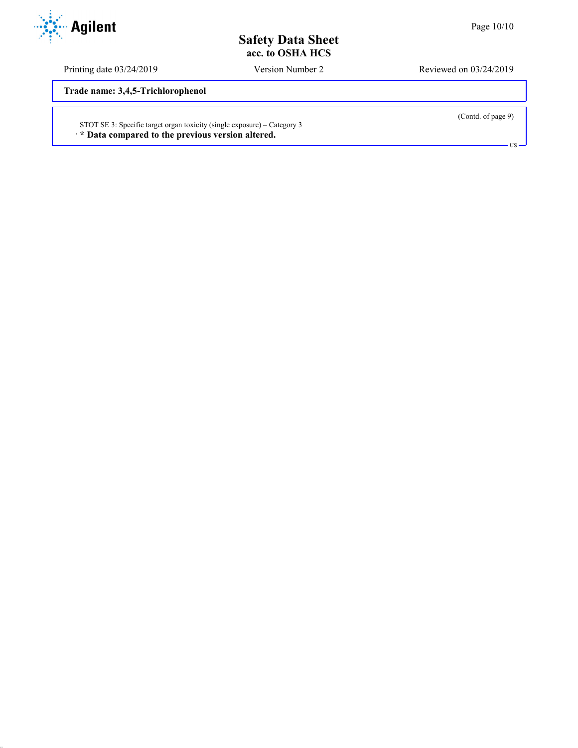**Trade name: 3,4,5-Trichlorophenol**

(Contd. of page 9)

STOT SE 3: Specific target organ toxicity (single exposure) – Category 3

· **\* Data compared to the previous version altered.**